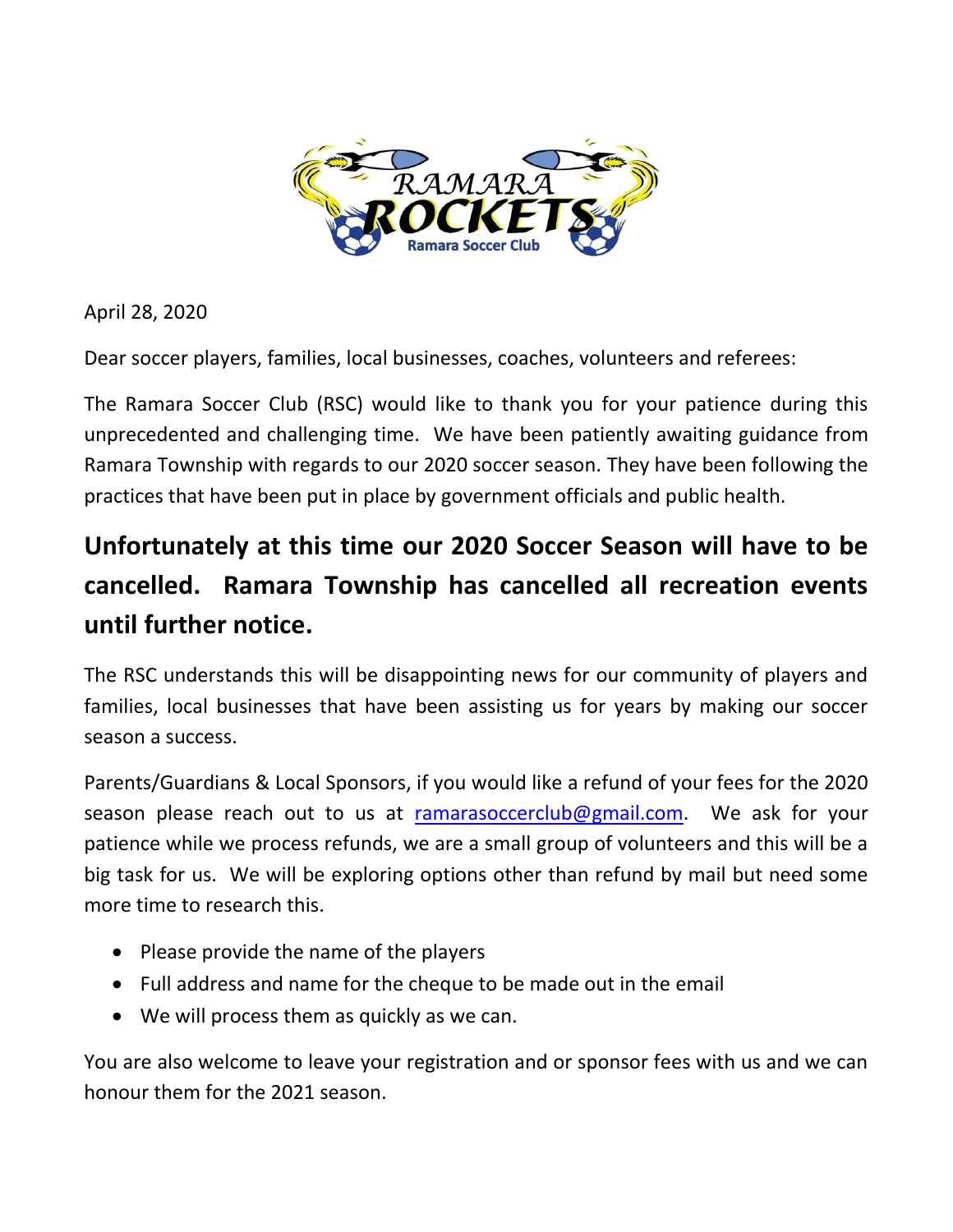April 28, 2020

Dear soccer players, families, local businesses, coaches, volunteers and referees:

The Ramara Soccer Club (RSC) would like to thank you for your patience during this unprecedented and challenging time. We have been patiently awaiting guidance from Ramara Township with regards to our 2020 soccer season. They have been following the practices that have been put in place by government officials and public health.

**Unfortunately at this time our 2020 Soccer Season will have to be cancelled. Ramara Township has cancelled all recreation events until further notice.**

The RSC understands this will be disappointing news for our community of players and families, local businesses that have been assisting us for years by making our soccer season a success.

Parents/Guardians & Local Sponsors, if you would like a refund of your fees for the 2020 season please reach out to us at [ramarasoccerclub@gmail.com](mailto:ramarasoccerclub@gmail.com). We ask for your patience while we process refunds, we are a small group of volunteers and this will be a big task for us. We will be exploring options other than refund by mail but need some more time to research this.

- Please provide the name of the players
- Full address and name for the cheque to be made out in the email
- We will process them as quickly as we can.

You are also welcome to leave your registration and or sponsor fees with us and we can honour them for the 2021 season.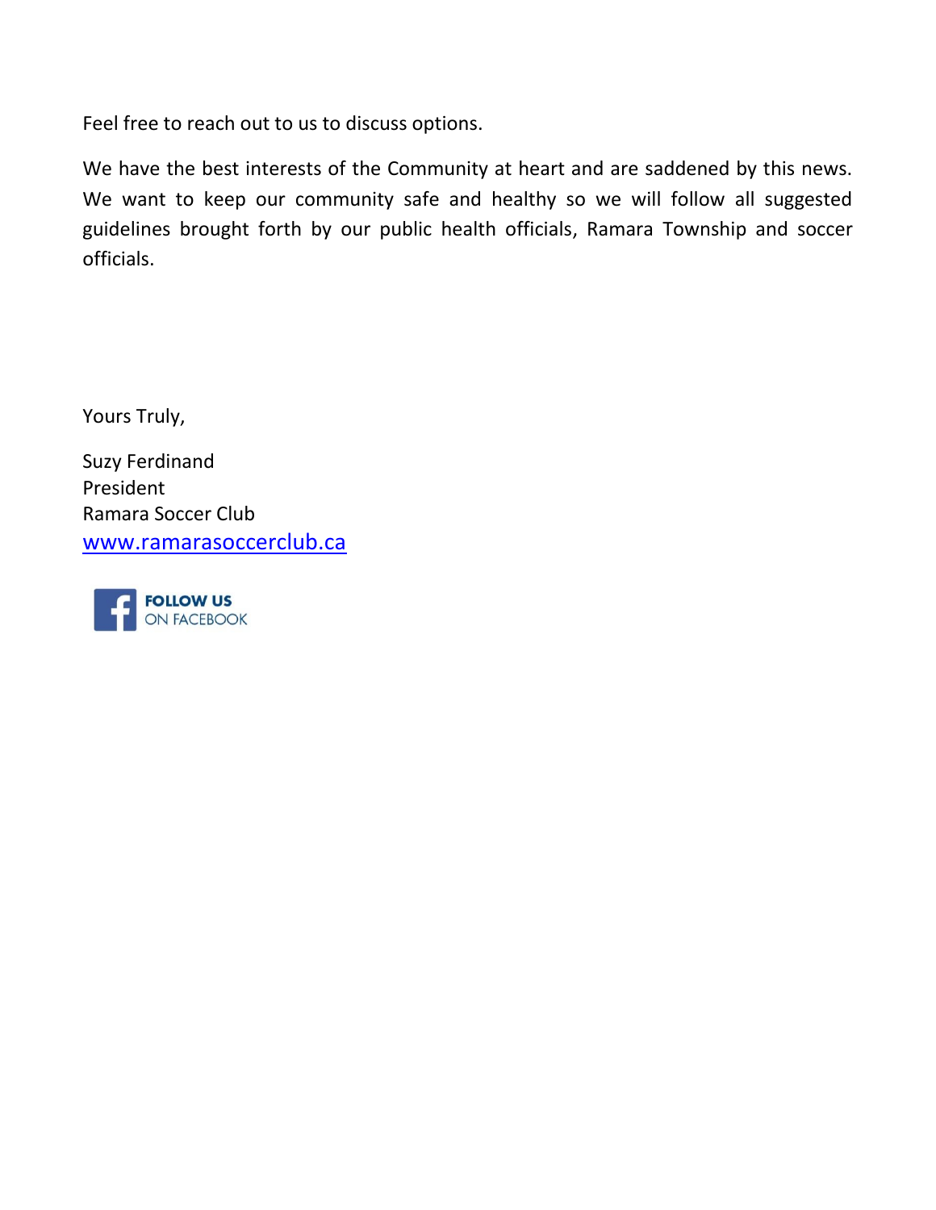Feel free to reach out to us to discuss options.

We have the best interests of the Community at heart and are saddened by this news. We want to keep our community safe and healthy so we will follow all suggested guidelines brought forth by our public health officials, Ramara Township and soccer officials.

Yours Truly,

Suzy Ferdinand
President
Ramara Soccer Club
[www.ramarasoccerclub.ca](http://www.ramarasoccerclub.ca)

FOLLOW US
ON FACEBOOK